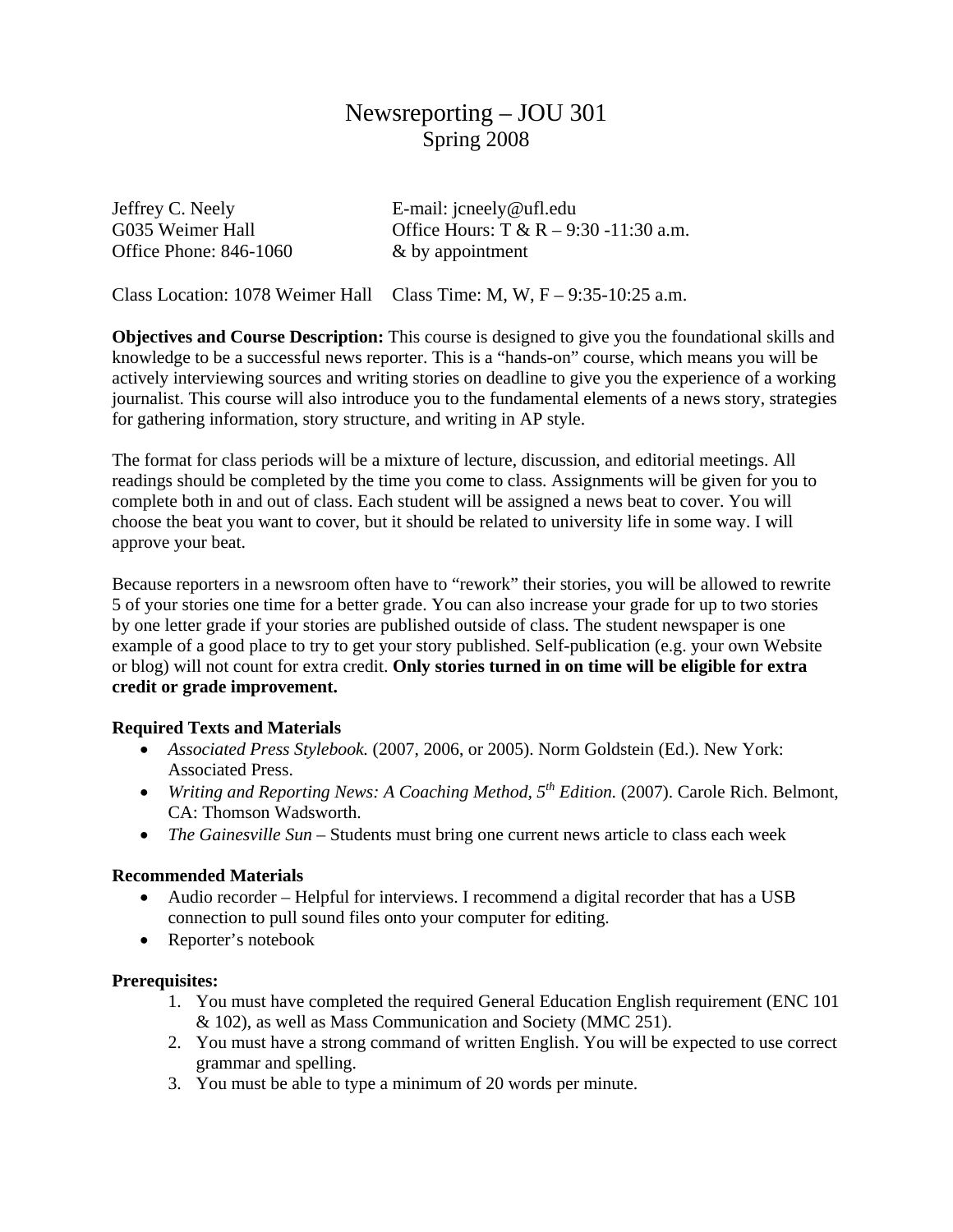# Newsreporting – JOU 301
## Spring 2008

Jeffrey C. Neely
G035 Weimer Hall
Office Phone: 846-1060

E-mail: jcneely@ufl.edu
Office Hours: T & R – 9:30 -11:30 a.m.
& by appointment

Class Location: 1078 Weimer Hall    Class Time: M, W, F – 9:35-10:25 a.m.

**Objectives and Course Description:** This course is designed to give you the foundational skills and knowledge to be a successful news reporter. This is a "hands-on" course, which means you will be actively interviewing sources and writing stories on deadline to give you the experience of a working journalist. This course will also introduce you to the fundamental elements of a news story, strategies for gathering information, story structure, and writing in AP style.

The format for class periods will be a mixture of lecture, discussion, and editorial meetings. All readings should be completed by the time you come to class. Assignments will be given for you to complete both in and out of class. Each student will be assigned a news beat to cover. You will choose the beat you want to cover, but it should be related to university life in some way. I will approve your beat.

Because reporters in a newsroom often have to "rework" their stories, you will be allowed to rewrite 5 of your stories one time for a better grade. You can also increase your grade for up to two stories by one letter grade if your stories are published outside of class. The student newspaper is one example of a good place to try to get your story published. Self-publication (e.g. your own Website or blog) will not count for extra credit. **Only stories turned in on time will be eligible for extra credit or grade improvement.**

**Required Texts and Materials**

- *Associated Press Stylebook.* (2007, 2006, or 2005). Norm Goldstein (Ed.). New York: Associated Press.
- *Writing and Reporting News: A Coaching Method, 5th Edition.* (2007). Carole Rich. Belmont, CA: Thomson Wadsworth.
- *The Gainesville Sun* – Students must bring one current news article to class each week

**Recommended Materials**

- Audio recorder – Helpful for interviews. I recommend a digital recorder that has a USB connection to pull sound files onto your computer for editing.
- Reporter's notebook

**Prerequisites:**

1. You must have completed the required General Education English requirement (ENC 101 & 102), as well as Mass Communication and Society (MMC 251).
2. You must have a strong command of written English. You will be expected to use correct grammar and spelling.
3. You must be able to type a minimum of 20 words per minute.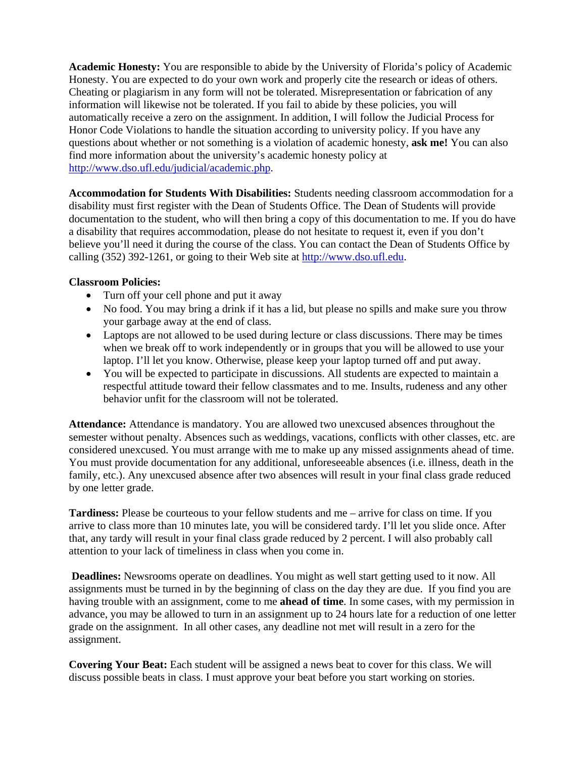**Academic Honesty:** You are responsible to abide by the University of Florida's policy of Academic Honesty. You are expected to do your own work and properly cite the research or ideas of others. Cheating or plagiarism in any form will not be tolerated. Misrepresentation or fabrication of any information will likewise not be tolerated. If you fail to abide by these policies, you will automatically receive a zero on the assignment. In addition, I will follow the Judicial Process for Honor Code Violations to handle the situation according to university policy. If you have any questions about whether or not something is a violation of academic honesty, **ask me!** You can also find more information about the university's academic honesty policy at http://www.dso.ufl.edu/judicial/academic.php.

**Accommodation for Students With Disabilities:** Students needing classroom accommodation for a disability must first register with the Dean of Students Office. The Dean of Students will provide documentation to the student, who will then bring a copy of this documentation to me. If you do have a disability that requires accommodation, please do not hesitate to request it, even if you don't believe you'll need it during the course of the class. You can contact the Dean of Students Office by calling (352) 392-1261, or going to their Web site at http://www.dso.ufl.edu.

**Classroom Policies:**

- Turn off your cell phone and put it away
- No food. You may bring a drink if it has a lid, but please no spills and make sure you throw your garbage away at the end of class.
- Laptops are not allowed to be used during lecture or class discussions. There may be times when we break off to work independently or in groups that you will be allowed to use your laptop. I'll let you know. Otherwise, please keep your laptop turned off and put away.
- You will be expected to participate in discussions. All students are expected to maintain a respectful attitude toward their fellow classmates and to me. Insults, rudeness and any other behavior unfit for the classroom will not be tolerated.

**Attendance:** Attendance is mandatory. You are allowed two unexcused absences throughout the semester without penalty. Absences such as weddings, vacations, conflicts with other classes, etc. are considered unexcused. You must arrange with me to make up any missed assignments ahead of time. You must provide documentation for any additional, unforeseeable absences (i.e. illness, death in the family, etc.). Any unexcused absence after two absences will result in your final class grade reduced by one letter grade.

**Tardiness:** Please be courteous to your fellow students and me – arrive for class on time. If you arrive to class more than 10 minutes late, you will be considered tardy. I'll let you slide once. After that, any tardy will result in your final class grade reduced by 2 percent. I will also probably call attention to your lack of timeliness in class when you come in.

**Deadlines:** Newsrooms operate on deadlines. You might as well start getting used to it now. All assignments must be turned in by the beginning of class on the day they are due. If you find you are having trouble with an assignment, come to me **ahead of time**. In some cases, with my permission in advance, you may be allowed to turn in an assignment up to 24 hours late for a reduction of one letter grade on the assignment. In all other cases, any deadline not met will result in a zero for the assignment.

**Covering Your Beat:** Each student will be assigned a news beat to cover for this class. We will discuss possible beats in class. I must approve your beat before you start working on stories.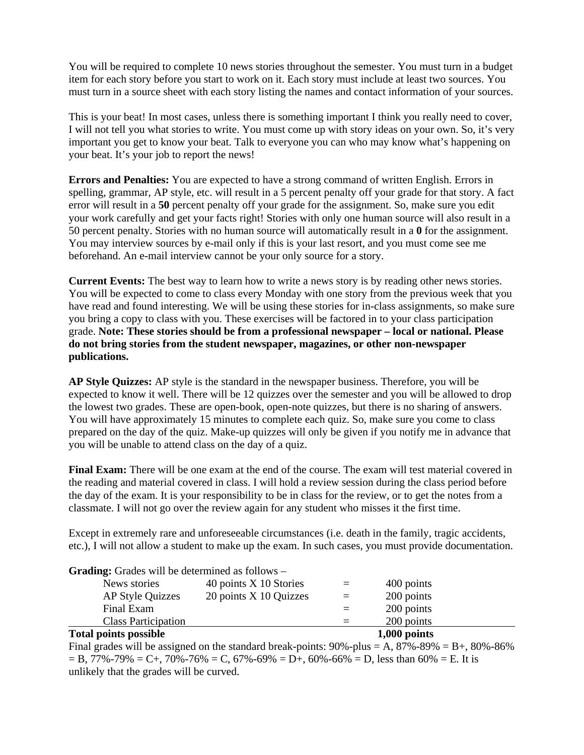You will be required to complete 10 news stories throughout the semester. You must turn in a budget item for each story before you start to work on it. Each story must include at least two sources. You must turn in a source sheet with each story listing the names and contact information of your sources.

This is your beat! In most cases, unless there is something important I think you really need to cover, I will not tell you what stories to write. You must come up with story ideas on your own. So, it's very important you get to know your beat. Talk to everyone you can who may know what's happening on your beat. It's your job to report the news!

**Errors and Penalties:** You are expected to have a strong command of written English. Errors in spelling, grammar, AP style, etc. will result in a 5 percent penalty off your grade for that story. A fact error will result in a **50** percent penalty off your grade for the assignment. So, make sure you edit your work carefully and get your facts right! Stories with only one human source will also result in a 50 percent penalty. Stories with no human source will automatically result in a **0** for the assignment. You may interview sources by e-mail only if this is your last resort, and you must come see me beforehand. An e-mail interview cannot be your only source for a story.

**Current Events:** The best way to learn how to write a news story is by reading other news stories. You will be expected to come to class every Monday with one story from the previous week that you have read and found interesting. We will be using these stories for in-class assignments, so make sure you bring a copy to class with you. These exercises will be factored in to your class participation grade. **Note: These stories should be from a professional newspaper – local or national. Please do not bring stories from the student newspaper, magazines, or other non-newspaper publications.**

**AP Style Quizzes:** AP style is the standard in the newspaper business. Therefore, you will be expected to know it well. There will be 12 quizzes over the semester and you will be allowed to drop the lowest two grades. These are open-book, open-note quizzes, but there is no sharing of answers. You will have approximately 15 minutes to complete each quiz. So, make sure you come to class prepared on the day of the quiz. Make-up quizzes will only be given if you notify me in advance that you will be unable to attend class on the day of a quiz.

**Final Exam:** There will be one exam at the end of the course. The exam will test material covered in the reading and material covered in class. I will hold a review session during the class period before the day of the exam. It is your responsibility to be in class for the review, or to get the notes from a classmate. I will not go over the review again for any student who misses it the first time.

Except in extremely rare and unforeseeable circumstances (i.e. death in the family, tragic accidents, etc.), I will not allow a student to make up the exam. In such cases, you must provide documentation.

**Grading:** Grades will be determined as follows –

| | | | |
|---|---|---|---|
| News stories | 40 points X 10 Stories | = | 400 points |
| AP Style Quizzes | 20 points X 10 Quizzes | = | 200 points |
| Final Exam | | = | 200 points |
| Class Participation | | = | 200 points |
| **Total points possible** | | | **1,000 points** |

Final grades will be assigned on the standard break-points: 90%-plus = A, 87%-89% = B+, 80%-86% = B, 77%-79% = C+, 70%-76% = C, 67%-69% = D+, 60%-66% = D, less than 60% = E. It is unlikely that the grades will be curved.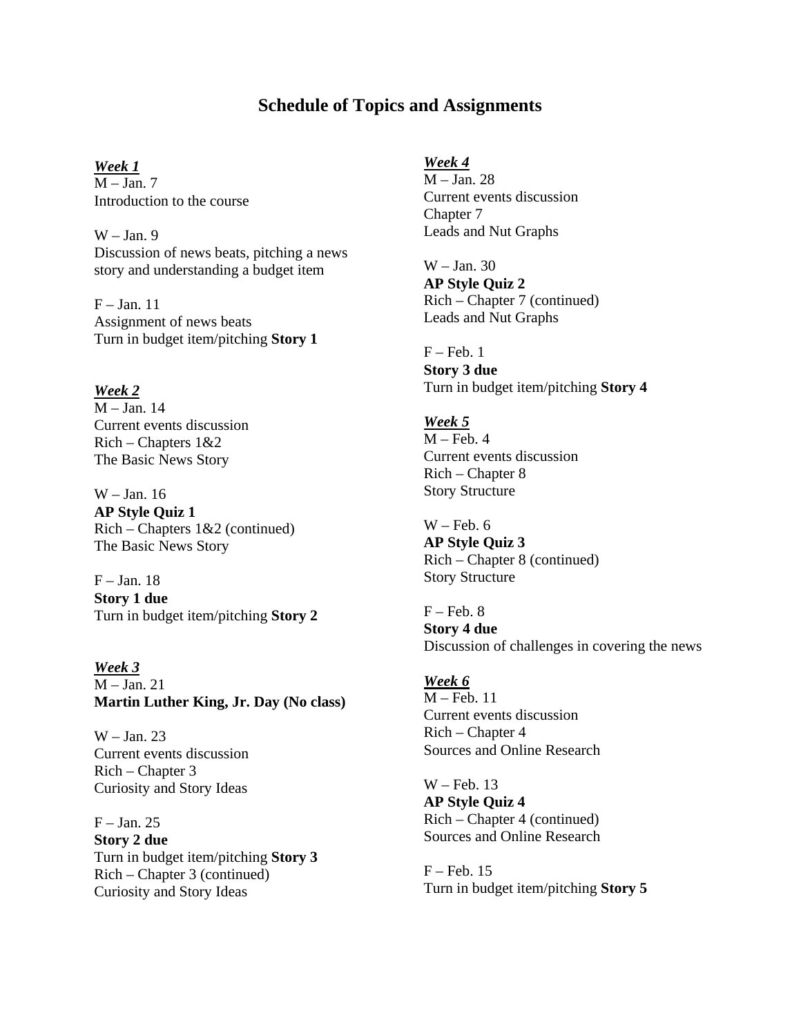## Schedule of Topics and Assignments

***Week 1***

M – Jan. 7
Introduction to the course

W – Jan. 9
Discussion of news beats, pitching a news story and understanding a budget item

F – Jan. 11
Assignment of news beats
Turn in budget item/pitching **Story 1**

***Week 2***

M – Jan. 14
Current events discussion
Rich – Chapters 1&2
The Basic News Story

W – Jan. 16
**AP Style Quiz 1**
Rich – Chapters 1&2 (continued)
The Basic News Story

F – Jan. 18
**Story 1 due**
Turn in budget item/pitching **Story 2**

***Week 3***

M – Jan. 21
**Martin Luther King, Jr. Day (No class)**

W – Jan. 23
Current events discussion
Rich – Chapter 3
Curiosity and Story Ideas

F – Jan. 25
**Story 2 due**
Turn in budget item/pitching **Story 3**
Rich – Chapter 3 (continued)
Curiosity and Story Ideas

***Week 4***

M – Jan. 28
Current events discussion
Chapter 7
Leads and Nut Graphs

W – Jan. 30
**AP Style Quiz 2**
Rich – Chapter 7 (continued)
Leads and Nut Graphs

F – Feb. 1
**Story 3 due**
Turn in budget item/pitching **Story 4**

***Week 5***

M – Feb. 4
Current events discussion
Rich – Chapter 8
Story Structure

W – Feb. 6
**AP Style Quiz 3**
Rich – Chapter 8 (continued)
Story Structure

F – Feb. 8
**Story 4 due**
Discussion of challenges in covering the news

***Week 6***

M – Feb. 11
Current events discussion
Rich – Chapter 4
Sources and Online Research

W – Feb. 13
**AP Style Quiz 4**
Rich – Chapter 4 (continued)
Sources and Online Research

F – Feb. 15
Turn in budget item/pitching **Story 5**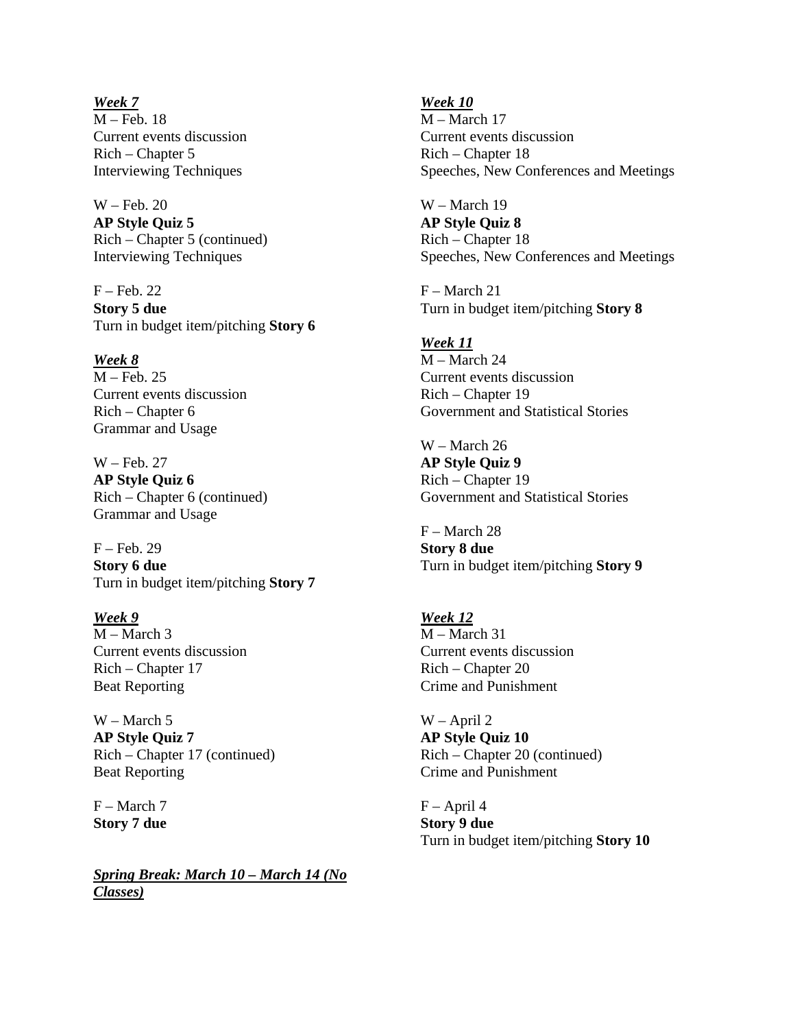***Week 7***

M – Feb. 18
Current events discussion
Rich – Chapter 5
Interviewing Techniques

W – Feb. 20
**AP Style Quiz 5**
Rich – Chapter 5 (continued)
Interviewing Techniques

F – Feb. 22
**Story 5 due**
Turn in budget item/pitching **Story 6**

***Week 8***

M – Feb. 25
Current events discussion
Rich – Chapter 6
Grammar and Usage

W – Feb. 27
**AP Style Quiz 6**
Rich – Chapter 6 (continued)
Grammar and Usage

F – Feb. 29
**Story 6 due**
Turn in budget item/pitching **Story 7**

***Week 9***

M – March 3
Current events discussion
Rich – Chapter 17
Beat Reporting

W – March 5
**AP Style Quiz 7**
Rich – Chapter 17 (continued)
Beat Reporting

F – March 7
**Story 7 due**

***Spring Break: March 10 – March 14 (No Classes)***

***Week 10***

M – March 17
Current events discussion
Rich – Chapter 18
Speeches, New Conferences and Meetings

W – March 19
**AP Style Quiz 8**
Rich – Chapter 18
Speeches, New Conferences and Meetings

F – March 21
Turn in budget item/pitching **Story 8**

***Week 11***

M – March 24
Current events discussion
Rich – Chapter 19
Government and Statistical Stories

W – March 26
**AP Style Quiz 9**
Rich – Chapter 19
Government and Statistical Stories

F – March 28
**Story 8 due**
Turn in budget item/pitching **Story 9**

***Week 12***

M – March 31
Current events discussion
Rich – Chapter 20
Crime and Punishment

W – April 2
**AP Style Quiz 10**
Rich – Chapter 20 (continued)
Crime and Punishment

F – April 4
**Story 9 due**
Turn in budget item/pitching **Story 10**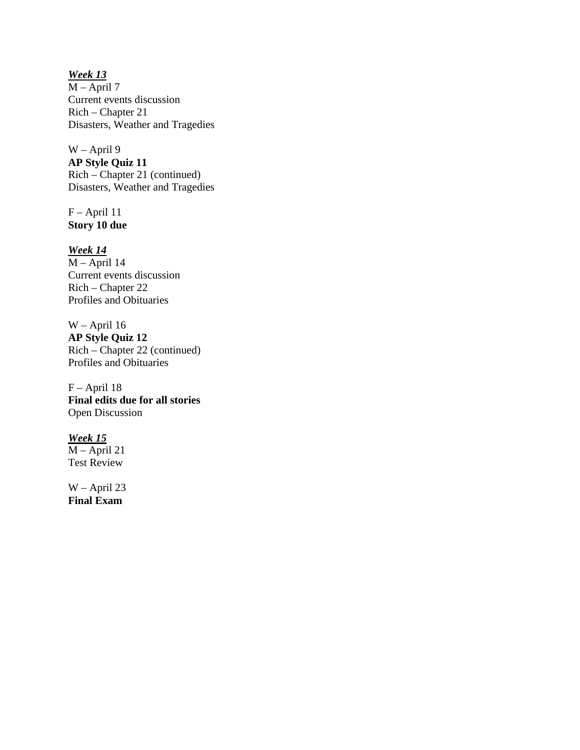***Week 13***
M – April 7
Current events discussion
Rich – Chapter 21
Disasters, Weather and Tragedies

W – April 9
**AP Style Quiz 11**
Rich – Chapter 21 (continued)
Disasters, Weather and Tragedies

F – April 11
**Story 10 due**

***Week 14***
M – April 14
Current events discussion
Rich – Chapter 22
Profiles and Obituaries

W – April 16
**AP Style Quiz 12**
Rich – Chapter 22 (continued)
Profiles and Obituaries

F – April 18
**Final edits due for all stories**
Open Discussion

***Week 15***
M – April 21
Test Review

W – April 23
**Final Exam**